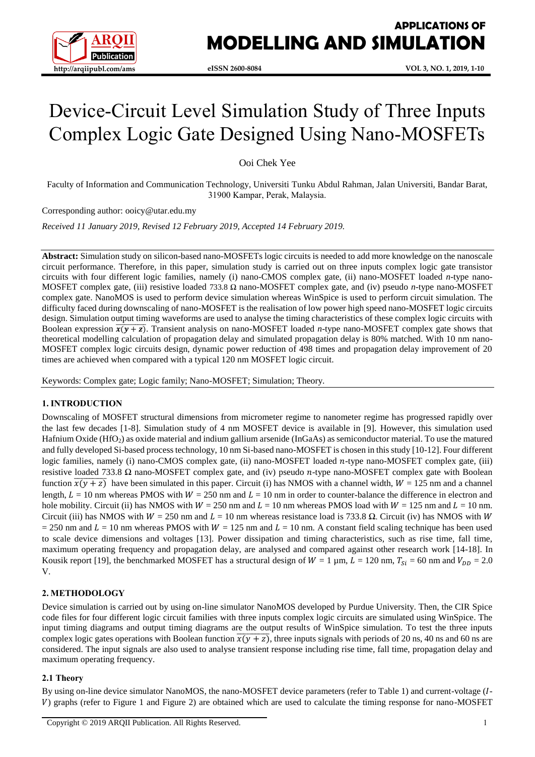# Device-Circuit Level Simulation Study of Three Inputs Complex Logic Gate Designed Using Nano-MOSFETs

Ooi Chek Yee

Faculty of Information and Communication Technology, Universiti Tunku Abdul Rahman, Jalan Universiti, Bandar Barat, 31900 Kampar, Perak, Malaysia.

Corresponding author: ooicy@utar.edu.my

*Received 11 January 2019, Revised 12 February 2019, Accepted 14 February 2019.*

---

**Abstract:** Simulation study on silicon-based nano-MOSFETs logic circuits is needed to add more knowledge on the nanoscale circuit performance. Therefore, in this paper, simulation study is carried out on three inputs complex logic gate transistor circuits with four different logic families, namely (i) nano-CMOS complex gate, (ii) nano-MOSFET loaded *n*-type nano-MOSFET complex gate, (iii) resistive loaded 733.8 Ω nano-MOSFET complex gate, and (iv) pseudo *n*-type nano-MOSFET complex gate. NanoMOS is used to perform device simulation whereas WinSpice is used to perform circuit simulation. The difficulty faced during downscaling of nano-MOSFET is the realisation of low power high speed nano-MOSFET logic circuits design. Simulation output timing waveforms are used to analyse the timing characteristics of these complex logic circuits with Boolean expression $\overline{x(y+z)}$. Transient analysis on nano-MOSFET loaded *n*-type nano-MOSFET complex gate shows that theoretical modelling calculation of propagation delay and simulated propagation delay is 80% matched. With 10 nm nano-MOSFET complex logic circuits design, dynamic power reduction of 498 times and propagation delay improvement of 20 times are achieved when compared with a typical 120 nm MOSFET logic circuit.

Keywords: Complex gate; Logic family; Nano-MOSFET; Simulation; Theory.

---

## 1. INTRODUCTION

Downscaling of MOSFET structural dimensions from micrometer regime to nanometer regime has progressed rapidly over the last few decades [1-8]. Simulation study of 4 nm MOSFET device is available in [9]. However, this simulation used Hafnium Oxide ($HfO_2$) as oxide material and indium gallium arsenide (InGaAs) as semiconductor material. To use the matured and fully developed Si-based process technology, 10 nm Si-based nano-MOSFET is chosen in this study [10-12]. Four different logic families, namely (i) nano-CMOS complex gate, (ii) nano-MOSFET loaded $n$-type nano-MOSFET complex gate, (iii) resistive loaded 733.8 Ω nano-MOSFET complex gate, and (iv) pseudo $n$-type nano-MOSFET complex gate with Boolean function $\overline{x(y+z)}$ have been simulated in this paper. Circuit (i) has NMOS with a channel width, $W$ = 125 nm and a channel length, $L$ = 10 nm whereas PMOS with $W$ = 250 nm and $L$ = 10 nm in order to counter-balance the difference in electron and hole mobility. Circuit (ii) has NMOS with $W$ = 250 nm and $L$ = 10 nm whereas PMOS load with $W$ = 125 nm and $L$ = 10 nm. Circuit (iii) has NMOS with $W$ = 250 nm and $L$ = 10 nm whereas resistance load is 733.8 Ω. Circuit (iv) has NMOS with $W$ = 250 nm and $L$ = 10 nm whereas PMOS with $W$ = 125 nm and $L$ = 10 nm. A constant field scaling technique has been used to scale device dimensions and voltages [13]. Power dissipation and timing characteristics, such as rise time, fall time, maximum operating frequency and propagation delay, are analysed and compared against other research work [14-18]. In Kousik report [19], the benchmarked MOSFET has a structural design of $W$ = 1 μm, $L$ = 120 nm, $T_{Si}$ = 60 nm and $V_{DD}$ = 2.0 V.

## 2. METHODOLOGY

Device simulation is carried out by using on-line simulator NanoMOS developed by Purdue University. Then, the CIR Spice code files for four different logic circuit families with three inputs complex logic circuits are simulated using WinSpice. The input timing diagrams and output timing diagrams are the output results of WinSpice simulation. To test the three inputs complex logic gates operations with Boolean function $\overline{x(y+z)}$, three inputs signals with periods of 20 ns, 40 ns and 60 ns are considered. The input signals are also used to analyse transient response including rise time, fall time, propagation delay and maximum operating frequency.

### 2.1 Theory

By using on-line device simulator NanoMOS, the nano-MOSFET device parameters (refer to Table 1) and current-voltage ($I$-$V$) graphs (refer to Figure 1 and Figure 2) are obtained which are used to calculate the timing response for nano-MOSFET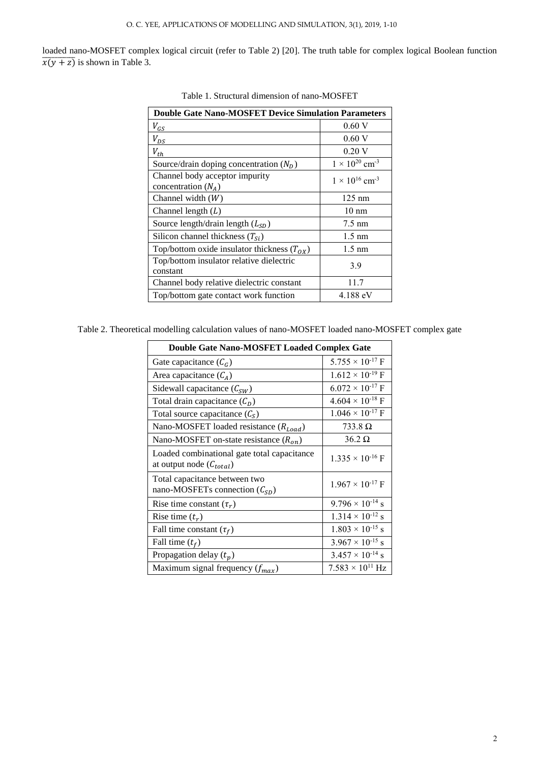loaded nano-MOSFET complex logical circuit (refer to Table 2) [20]. The truth table for complex logical Boolean function $\overline{x(y+z)}$ is shown in Table 3.

Table 1. Structural dimension of nano-MOSFET

| Double Gate Nano-MOSFET Device Simulation Parameters | |
|---|---|
| $V_{GS}$ | 0.60 V |
| $V_{DS}$ | 0.60 V |
| $V_{th}$ | 0.20 V |
| Source/drain doping concentration ($N_D$) | $1 \times 10^{20}$ cm$^{-3}$ |
| Channel body acceptor impurity concentration ($N_A$) | $1 \times 10^{16}$ cm$^{-3}$ |
| Channel width ($W$) | 125 nm |
| Channel length ($L$) | 10 nm |
| Source length/drain length ($L_{SD}$) | 7.5 nm |
| Silicon channel thickness ($T_{Si}$) | 1.5 nm |
| Top/bottom oxide insulator thickness ($T_{OX}$) | 1.5 nm |
| Top/bottom insulator relative dielectric constant | 3.9 |
| Channel body relative dielectric constant | 11.7 |
| Top/bottom gate contact work function | 4.188 eV |

Table 2. Theoretical modelling calculation values of nano-MOSFET loaded nano-MOSFET complex gate

| Double Gate Nano-MOSFET Loaded Complex Gate | |
|---|---|
| Gate capacitance ($C_G$) | $5.755 \times 10^{-17}$ F |
| Area capacitance ($C_A$) | $1.612 \times 10^{-19}$ F |
| Sidewall capacitance ($C_{SW}$) | $6.072 \times 10^{-17}$ F |
| Total drain capacitance ($C_D$) | $4.604 \times 10^{-18}$ F |
| Total source capacitance ($C_S$) | $1.046 \times 10^{-17}$ F |
| Nano-MOSFET loaded resistance ($R_{Load}$) | 733.8 Ω |
| Nano-MOSFET on-state resistance ($R_{on}$) | 36.2 Ω |
| Loaded combinational gate total capacitance at output node ($C_{total}$) | $1.335 \times 10^{-16}$ F |
| Total capacitance between two nano-MOSFETs connection ($C_{SD}$) | $1.967 \times 10^{-17}$ F |
| Rise time constant ($\tau_r$) | $9.796 \times 10^{-14}$ s |
| Rise time ($t_r$) | $1.314 \times 10^{-12}$ s |
| Fall time constant ($\tau_f$) | $1.803 \times 10^{-15}$ s |
| Fall time ($t_f$) | $3.967 \times 10^{-15}$ s |
| Propagation delay ($t_p$) | $3.457 \times 10^{-14}$ s |
| Maximum signal frequency ($f_{max}$) | $7.583 \times 10^{11}$ Hz |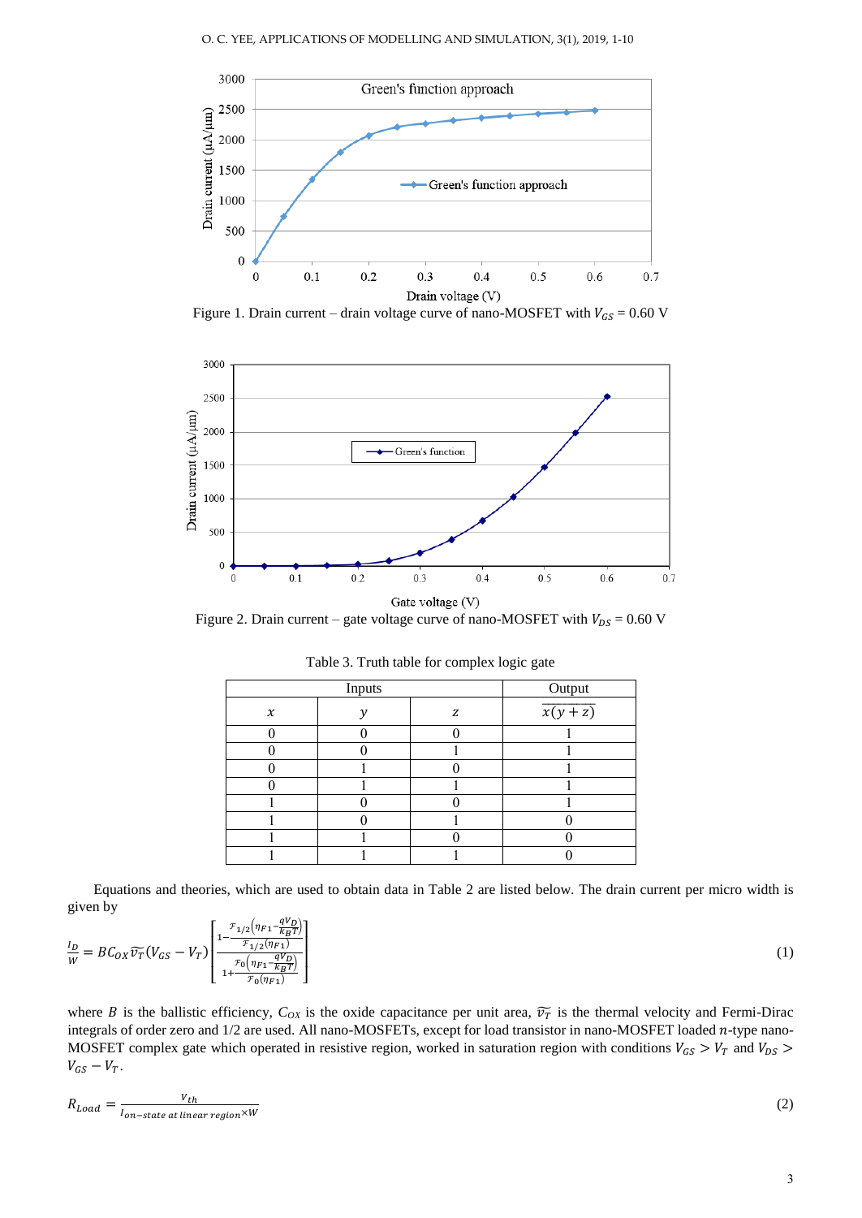Figure 1. Drain current – drain voltage curve of nano-MOSFET with $V_{GS}$ = 0.60 V

Figure 2. Drain current – gate voltage curve of nano-MOSFET with $V_{DS}$ = 0.60 V

Table 3. Truth table for complex logic gate

| Inputs | | | Output |
|---|---|---|---|
| $x$ | $y$ | $z$ | $\overline{x(y+z)}$ |
| 0 | 0 | 0 | 1 |
| 0 | 0 | 1 | 1 |
| 0 | 1 | 0 | 1 |
| 0 | 1 | 1 | 1 |
| 1 | 0 | 0 | 1 |
| 1 | 0 | 1 | 0 |
| 1 | 1 | 0 | 0 |
| 1 | 1 | 1 | 0 |

Equations and theories, which are used to obtain data in Table 2 are listed below. The drain current per micro width is given by

$$\frac{I_D}{W} = BC_{OX}\widetilde{v_T}(V_{GS}-V_T)\left[\frac{1-\frac{\mathcal{F}_{1/2}\left(\eta_{F1}-\frac{qV_D}{k_BT}\right)}{\mathcal{F}_{1/2}(\eta_{F1})}}{1+\frac{\mathcal{F}_{0}\left(\eta_{F1}-\frac{qV_D}{k_BT}\right)}{\mathcal{F}_{0}(\eta_{F1})}}\right] \tag{1}$$

where $B$ is the ballistic efficiency, $C_{OX}$ is the oxide capacitance per unit area, $\widetilde{v_T}$ is the thermal velocity and Fermi-Dirac integrals of order zero and 1/2 are used. All nano-MOSFETs, except for load transistor in nano-MOSFET loaded $n$-type nano-MOSFET complex gate which operated in resistive region, worked in saturation region with conditions $V_{GS} > V_T$ and $V_{DS} > V_{GS} - V_T$.

$$R_{Load} = \frac{V_{th}}{I_{on-state\ at\ linear\ region} \times W} \tag{2}$$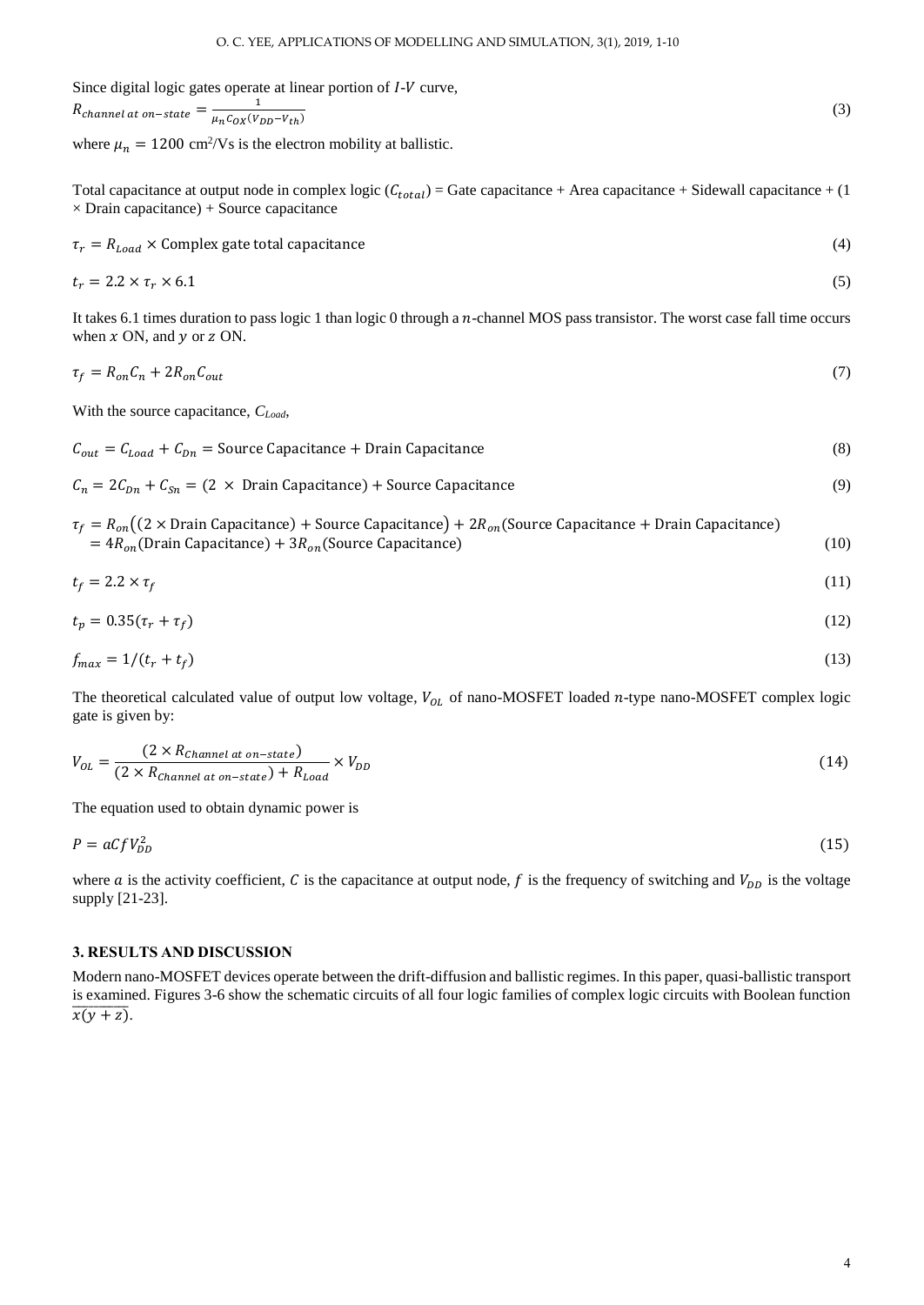Since digital logic gates operate at linear portion of $I$-$V$ curve,

$$R_{channel\ at\ on-state} = \frac{1}{\mu_n C_{OX}(V_{DD} - V_{th})} \tag{3}$$

where $\mu_n = 1200$ cm$^2$/Vs is the electron mobility at ballistic.

Total capacitance at output node in complex logic ($C_{total}$) = Gate capacitance + Area capacitance + Sidewall capacitance + (1 × Drain capacitance) + Source capacitance

$$\tau_r = R_{Load} \times \text{Complex gate total capacitance} \tag{4}$$

$$t_r = 2.2 \times \tau_r \times 6.1 \tag{5}$$

It takes 6.1 times duration to pass logic 1 than logic 0 through a $n$-channel MOS pass transistor. The worst case fall time occurs when $x$ ON, and $y$ or $z$ ON.

$$\tau_f = R_{on}C_n + 2R_{on}C_{out} \tag{7}$$

With the source capacitance, $C_{Load}$,

$$C_{out} = C_{Load} + C_{Dn} = \text{Source Capacitance} + \text{Drain Capacitance} \tag{8}$$

$$C_n = 2C_{Dn} + C_{Sn} = (2 \times \text{ Drain Capacitance}) + \text{Source Capacitance} \tag{9}$$

$$\begin{aligned}\tau_f &= R_{on}\big((2 \times \text{Drain Capacitance}) + \text{Source Capacitance}\big) + 2R_{on}(\text{Source Capacitance} + \text{Drain Capacitance}) \\ &= 4R_{on}(\text{Drain Capacitance}) + 3R_{on}(\text{Source Capacitance})\end{aligned} \tag{10}$$

$$t_f = 2.2 \times \tau_f \tag{11}$$

$$t_p = 0.35(\tau_r + \tau_f) \tag{12}$$

$$f_{max} = 1/(t_r + t_f) \tag{13}$$

The theoretical calculated value of output low voltage, $V_{OL}$ of nano-MOSFET loaded $n$-type nano-MOSFET complex logic gate is given by:

$$V_{OL} = \frac{(2 \times R_{Channel\ at\ on-state})}{(2 \times R_{Channel\ at\ on-state}) + R_{Load}} \times V_{DD} \tag{14}$$

The equation used to obtain dynamic power is

$$P = aCfV_{DD}^2 \tag{15}$$

where $a$ is the activity coefficient, $C$ is the capacitance at output node, $f$ is the frequency of switching and $V_{DD}$ is the voltage supply [21-23].

## 3. RESULTS AND DISCUSSION

Modern nano-MOSFET devices operate between the drift-diffusion and ballistic regimes. In this paper, quasi-ballistic transport is examined. Figures 3-6 show the schematic circuits of all four logic families of complex logic circuits with Boolean function $\overline{x(y+z)}$.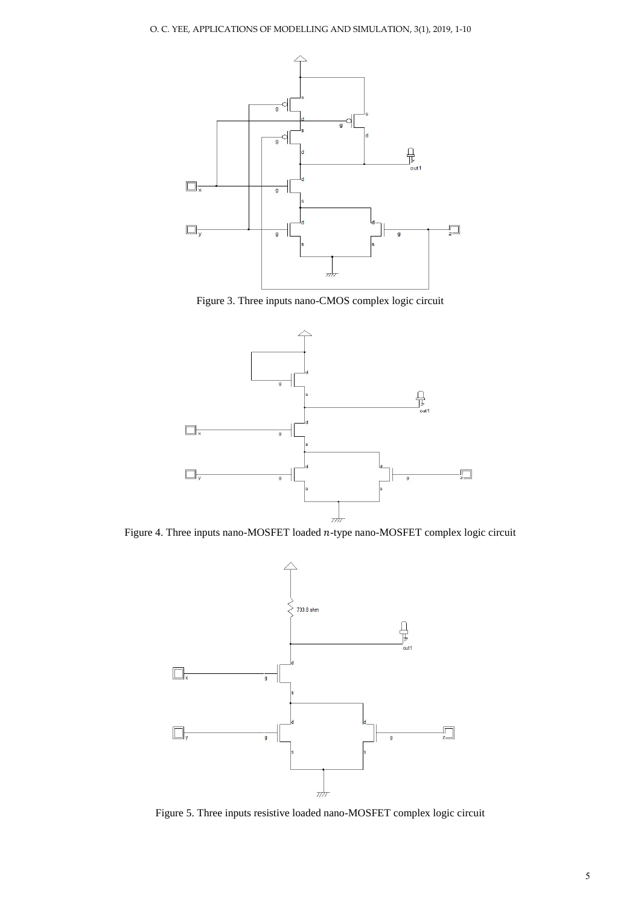Figure 3. Three inputs nano-CMOS complex logic circuit

Figure 4. Three inputs nano-MOSFET loaded $n$-type nano-MOSFET complex logic circuit

Figure 5. Three inputs resistive loaded nano-MOSFET complex logic circuit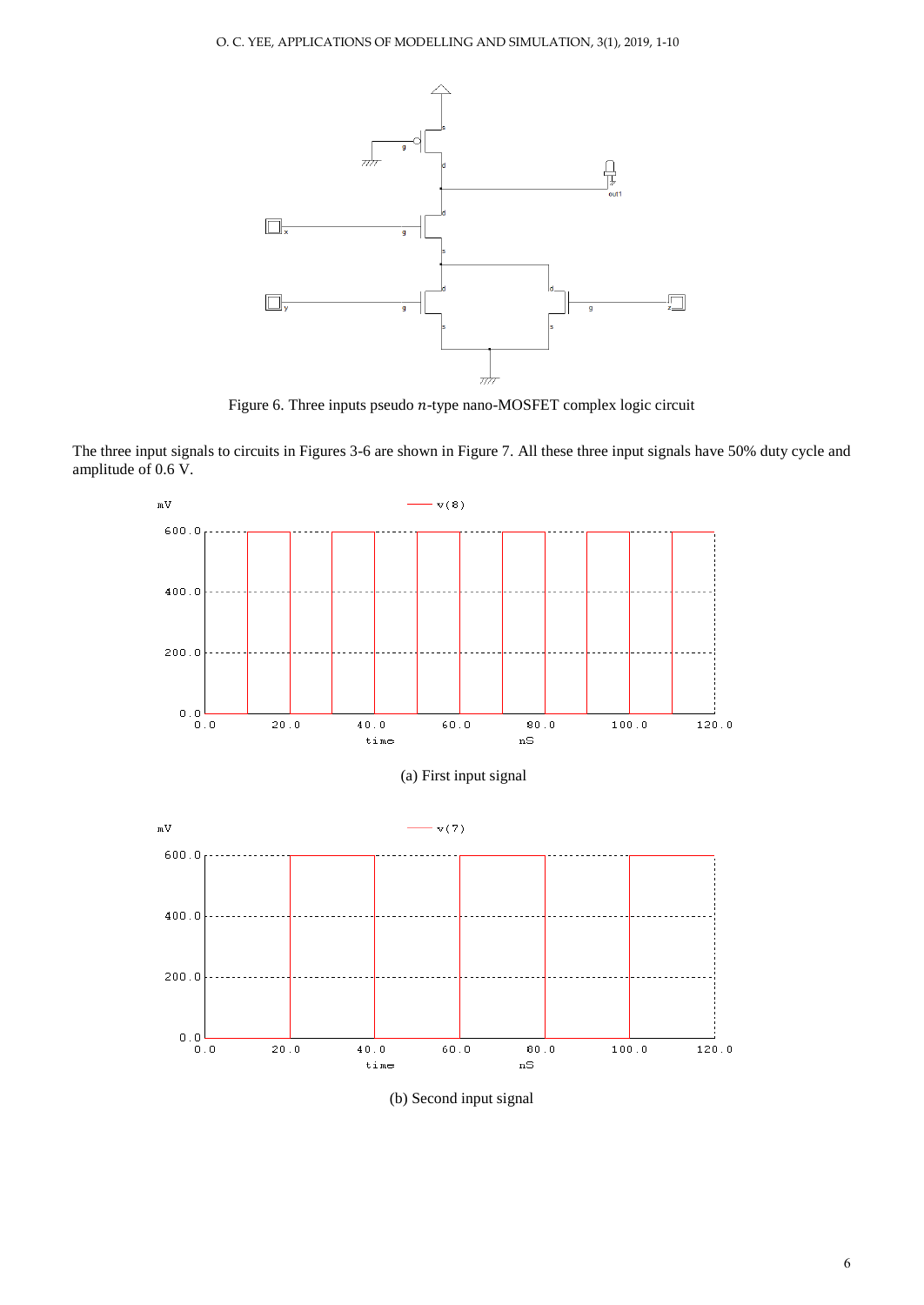Figure 6. Three inputs pseudo $n$-type nano-MOSFET complex logic circuit

The three input signals to circuits in Figures 3-6 are shown in Figure 7. All these three input signals have 50% duty cycle and amplitude of 0.6 V.

(a) First input signal

(b) Second input signal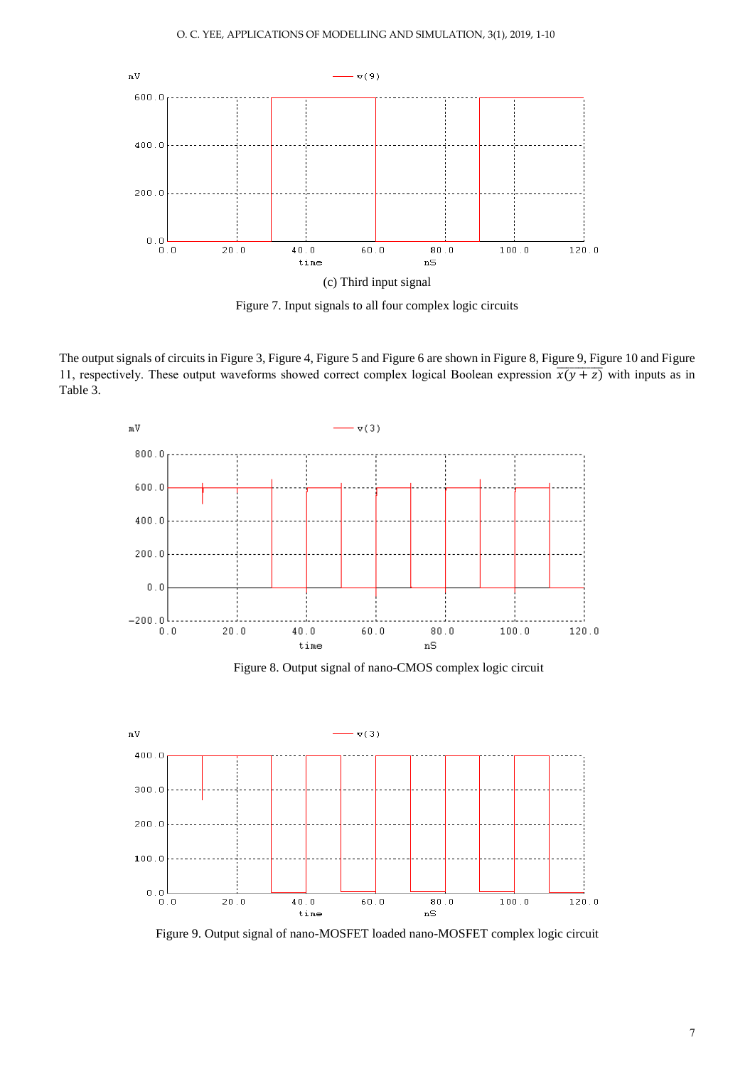(c) Third input signal

Figure 7. Input signals to all four complex logic circuits

The output signals of circuits in Figure 3, Figure 4, Figure 5 and Figure 6 are shown in Figure 8, Figure 9, Figure 10 and Figure 11, respectively. These output waveforms showed correct complex logical Boolean expression $\overline{x(y+z)}$ with inputs as in Table 3.

Figure 8. Output signal of nano-CMOS complex logic circuit

Figure 9. Output signal of nano-MOSFET loaded nano-MOSFET complex logic circuit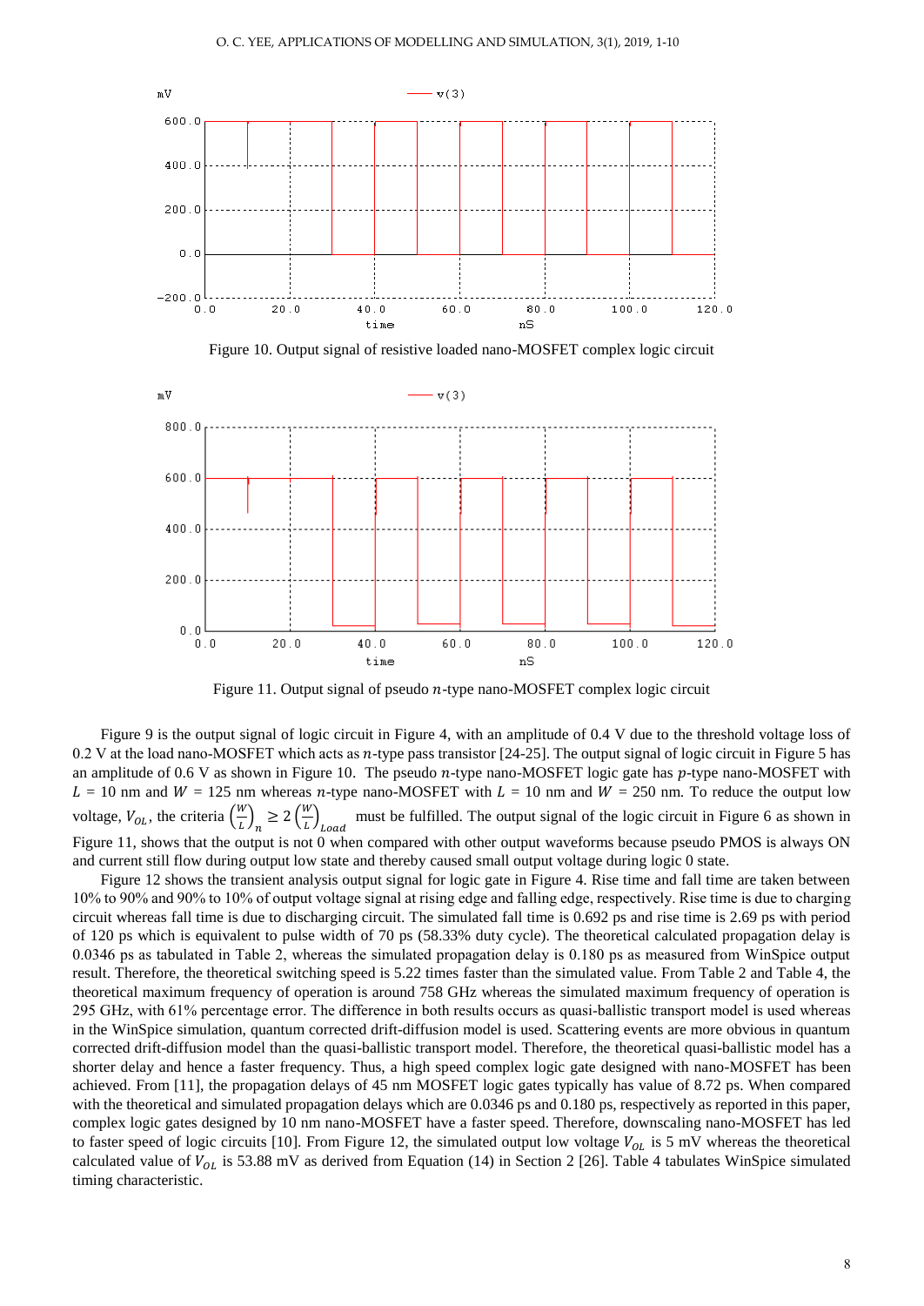Figure 10. Output signal of resistive loaded nano-MOSFET complex logic circuit

Figure 11. Output signal of pseudo $n$-type nano-MOSFET complex logic circuit

Figure 9 is the output signal of logic circuit in Figure 4, with an amplitude of 0.4 V due to the threshold voltage loss of 0.2 V at the load nano-MOSFET which acts as $n$-type pass transistor [24-25]. The output signal of logic circuit in Figure 5 has an amplitude of 0.6 V as shown in Figure 10. The pseudo $n$-type nano-MOSFET logic gate has $p$-type nano-MOSFET with $L$ = 10 nm and $W$ = 125 nm whereas $n$-type nano-MOSFET with $L$ = 10 nm and $W$ = 250 nm. To reduce the output low voltage, $V_{OL}$, the criteria $\left(\frac{W}{L}\right)_n \geq 2\left(\frac{W}{L}\right)_{Load}$ must be fulfilled. The output signal of the logic circuit in Figure 6 as shown in Figure 11, shows that the output is not 0 when compared with other output waveforms because pseudo PMOS is always ON and current still flow during output low state and thereby caused small output voltage during logic 0 state.

Figure 12 shows the transient analysis output signal for logic gate in Figure 4. Rise time and fall time are taken between 10% to 90% and 90% to 10% of output voltage signal at rising edge and falling edge, respectively. Rise time is due to charging circuit whereas fall time is due to discharging circuit. The simulated fall time is 0.692 ps and rise time is 2.69 ps with period of 120 ps which is equivalent to pulse width of 70 ps (58.33% duty cycle). The theoretical calculated propagation delay is 0.0346 ps as tabulated in Table 2, whereas the simulated propagation delay is 0.180 ps as measured from WinSpice output result. Therefore, the theoretical switching speed is 5.22 times faster than the simulated value. From Table 2 and Table 4, the theoretical maximum frequency of operation is around 758 GHz whereas the simulated maximum frequency of operation is 295 GHz, with 61% percentage error. The difference in both results occurs as quasi-ballistic transport model is used whereas in the WinSpice simulation, quantum corrected drift-diffusion model is used. Scattering events are more obvious in quantum corrected drift-diffusion model than the quasi-ballistic transport model. Therefore, the theoretical quasi-ballistic model has a shorter delay and hence a faster frequency. Thus, a high speed complex logic gate designed with nano-MOSFET has been achieved. From [11], the propagation delays of 45 nm MOSFET logic gates typically has value of 8.72 ps. When compared with the theoretical and simulated propagation delays which are 0.0346 ps and 0.180 ps, respectively as reported in this paper, complex logic gates designed by 10 nm nano-MOSFET have a faster speed. Therefore, downscaling nano-MOSFET has led to faster speed of logic circuits [10]. From Figure 12, the simulated output low voltage $V_{OL}$ is 5 mV whereas the theoretical calculated value of $V_{OL}$ is 53.88 mV as derived from Equation (14) in Section 2 [26]. Table 4 tabulates WinSpice simulated timing characteristic.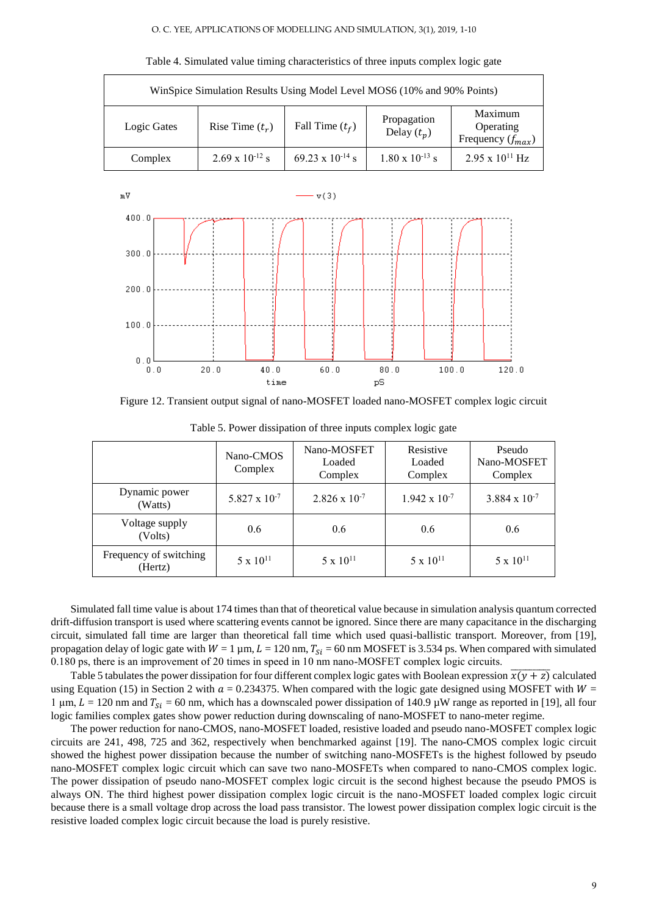Table 4. Simulated value timing characteristics of three inputs complex logic gate

| WinSpice Simulation Results Using Model Level MOS6 (10% and 90% Points) | | | | |
|---|---|---|---|---|
| Logic Gates | Rise Time ($t_r$) | Fall Time ($t_f$) | Propagation Delay ($t_p$) | Maximum Operating Frequency ($f_{max}$) |
| Complex | 2.69 x $10^{-12}$ s | 69.23 x $10^{-14}$ s | 1.80 x $10^{-13}$ s | 2.95 x $10^{11}$ Hz |

Figure 12. Transient output signal of nano-MOSFET loaded nano-MOSFET complex logic circuit

Table 5. Power dissipation of three inputs complex logic gate

| | Nano-CMOS Complex | Nano-MOSFET Loaded Complex | Resistive Loaded Complex | Pseudo Nano-MOSFET Complex |
|---|---|---|---|---|
| Dynamic power (Watts) | 5.827 x $10^{-7}$ | 2.826 x $10^{-7}$ | 1.942 x $10^{-7}$ | 3.884 x $10^{-7}$ |
| Voltage supply (Volts) | 0.6 | 0.6 | 0.6 | 0.6 |
| Frequency of switching (Hertz) | 5 x $10^{11}$ | 5 x $10^{11}$ | 5 x $10^{11}$ | 5 x $10^{11}$ |

Simulated fall time value is about 174 times than that of theoretical value because in simulation analysis quantum corrected drift-diffusion transport is used where scattering events cannot be ignored. Since there are many capacitance in the discharging circuit, simulated fall time are larger than theoretical fall time which used quasi-ballistic transport. Moreover, from [19], propagation delay of logic gate with $W$ = 1 µm, $L$ = 120 nm, $T_{Si}$ = 60 nm MOSFET is 3.534 ps. When compared with simulated 0.180 ps, there is an improvement of 20 times in speed in 10 nm nano-MOSFET complex logic circuits.

Table 5 tabulates the power dissipation for four different complex logic gates with Boolean expression $\overline{x(y+z)}$ calculated using Equation (15) in Section 2 with $a$ = 0.234375. When compared with the logic gate designed using MOSFET with $W$ = 1 µm, $L$ = 120 nm and $T_{Si}$ = 60 nm, which has a downscaled power dissipation of 140.9 µW range as reported in [19], all four logic families complex gates show power reduction during downscaling of nano-MOSFET to nano-meter regime.

The power reduction for nano-CMOS, nano-MOSFET loaded, resistive loaded and pseudo nano-MOSFET complex logic circuits are 241, 498, 725 and 362, respectively when benchmarked against [19]. The nano-CMOS complex logic circuit showed the highest power dissipation because the number of switching nano-MOSFETs is the highest followed by pseudo nano-MOSFET complex logic circuit which can save two nano-MOSFETs when compared to nano-CMOS complex logic. The power dissipation of pseudo nano-MOSFET complex logic circuit is the second highest because the pseudo PMOS is always ON. The third highest power dissipation complex logic circuit is the nano-MOSFET loaded complex logic circuit because there is a small voltage drop across the load pass transistor. The lowest power dissipation complex logic circuit is the resistive loaded complex logic circuit because the load is purely resistive.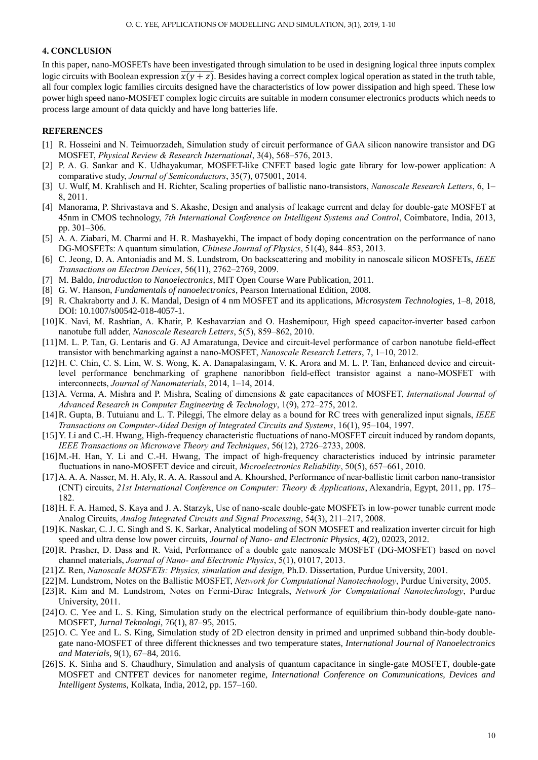## 4. CONCLUSION

In this paper, nano-MOSFETs have been investigated through simulation to be used in designing logical three inputs complex logic circuits with Boolean expression $\overline{x(y+z)}$. Besides having a correct complex logical operation as stated in the truth table, all four complex logic families circuits designed have the characteristics of low power dissipation and high speed. These low power high speed nano-MOSFET complex logic circuits are suitable in modern consumer electronics products which needs to process large amount of data quickly and have long batteries life.

## REFERENCES

[1] R. Hosseini and N. Teimuorzadeh, Simulation study of circuit performance of GAA silicon nanowire transistor and DG MOSFET, *Physical Review & Research International*, 3(4), 568–576, 2013.

[2] P. A. G. Sankar and K. Udhayakumar, MOSFET-like CNFET based logic gate library for low-power application: A comparative study, *Journal of Semiconductors*, 35(7), 075001, 2014.

[3] U. Wulf, M. Krahlisch and H. Richter, Scaling properties of ballistic nano-transistors, *Nanoscale Research Letters*, 6, 1–8, 2011.

[4] Manorama, P. Shrivastava and S. Akashe, Design and analysis of leakage current and delay for double-gate MOSFET at 45nm in CMOS technology, *7th International Conference on Intelligent Systems and Control*, Coimbatore, India, 2013, pp. 301–306.

[5] A. A. Ziabari, M. Charmi and H. R. Mashayekhi, The impact of body doping concentration on the performance of nano DG-MOSFETs: A quantum simulation, *Chinese Journal of Physics*, 51(4), 844–853, 2013.

[6] C. Jeong, D. A. Antoniadis and M. S. Lundstrom, On backscattering and mobility in nanoscale silicon MOSFETs, *IEEE Transactions on Electron Devices*, 56(11), 2762–2769, 2009.

[7] M. Baldo, *Introduction to Nanoelectronics*, MIT Open Course Ware Publication, 2011.

[8] G. W. Hanson, *Fundamentals of nanoelectronics*, Pearson International Edition, 2008.

[9] R. Chakraborty and J. K. Mandal, Design of 4 nm MOSFET and its applications, *Microsystem Technologies*, 1–8, 2018, DOI: 10.1007/s00542-018-4057-1.

[10] K. Navi, M. Rashtian, A. Khatir, P. Keshavarzian and O. Hashemipour, High speed capacitor-inverter based carbon nanotube full adder, *Nanoscale Research Letters*, 5(5), 859–862, 2010.

[11] M. L. P. Tan, G. Lentaris and G. AJ Amaratunga, Device and circuit-level performance of carbon nanotube field-effect transistor with benchmarking against a nano-MOSFET, *Nanoscale Research Letters*, 7, 1–10, 2012.

[12] H. C. Chin, C. S. Lim, W. S. Wong, K. A. Danapalasingam, V. K. Arora and M. L. P. Tan, Enhanced device and circuit-level performance benchmarking of graphene nanoribbon field-effect transistor against a nano-MOSFET with interconnects, *Journal of Nanomaterials*, 2014, 1–14, 2014.

[13] A. Verma, A. Mishra and P. Mishra, Scaling of dimensions & gate capacitances of MOSFET, *International Journal of Advanced Research in Computer Engineering & Technology*, 1(9), 272–275, 2012.

[14] R. Gupta, B. Tutuianu and L. T. Pileggi, The elmore delay as a bound for RC trees with generalized input signals, *IEEE Transactions on Computer-Aided Design of Integrated Circuits and Systems*, 16(1), 95–104, 1997.

[15] Y. Li and C.-H. Hwang, High-frequency characteristic fluctuations of nano-MOSFET circuit induced by random dopants, *IEEE Transactions on Microwave Theory and Techniques*, 56(12), 2726–2733, 2008.

[16] M.-H. Han, Y. Li and C.-H. Hwang, The impact of high-frequency characteristics induced by intrinsic parameter fluctuations in nano-MOSFET device and circuit, *Microelectronics Reliability*, 50(5), 657–661, 2010.

[17] A. A. A. Nasser, M. H. Aly, R. A. A. Rassoul and A. Khourshed, Performance of near-ballistic limit carbon nano-transistor (CNT) circuits, *21st International Conference on Computer: Theory & Applications*, Alexandria, Egypt, 2011, pp. 175–182.

[18] H. F. A. Hamed, S. Kaya and J. A. Starzyk, Use of nano-scale double-gate MOSFETs in low-power tunable current mode Analog Circuits, *Analog Integrated Circuits and Signal Processing*, 54(3), 211–217, 2008.

[19] K. Naskar, C. J. C. Singh and S. K. Sarkar, Analytical modeling of SON MOSFET and realization inverter circuit for high speed and ultra dense low power circuits, *Journal of Nano- and Electronic Physics*, 4(2), 02023, 2012.

[20] R. Prasher, D. Dass and R. Vaid, Performance of a double gate nanoscale MOSFET (DG-MOSFET) based on novel channel materials, *Journal of Nano- and Electronic Physics*, 5(1), 01017, 2013.

[21] Z. Ren, *Nanoscale MOSFETs: Physics, simulation and design,* Ph.D. Dissertation, Purdue University, 2001.

[22] M. Lundstrom, Notes on the Ballistic MOSFET, *Network for Computational Nanotechnology*, Purdue University, 2005.

[23] R. Kim and M. Lundstrom, Notes on Fermi-Dirac Integrals, *Network for Computational Nanotechnology*, Purdue University, 2011.

[24] O. C. Yee and L. S. King, Simulation study on the electrical performance of equilibrium thin-body double-gate nano-MOSFET, *Jurnal Teknologi*, 76(1), 87–95, 2015.

[25] O. C. Yee and L. S. King, Simulation study of 2D electron density in primed and unprimed subband thin-body double-gate nano-MOSFET of three different thicknesses and two temperature states, *International Journal of Nanoelectronics and Materials*, 9(1), 67–84, 2016.

[26] S. K. Sinha and S. Chaudhury, Simulation and analysis of quantum capacitance in single-gate MOSFET, double-gate MOSFET and CNTFET devices for nanometer regime, *International Conference on Communications, Devices and Intelligent Systems*, Kolkata, India, 2012, pp. 157–160.